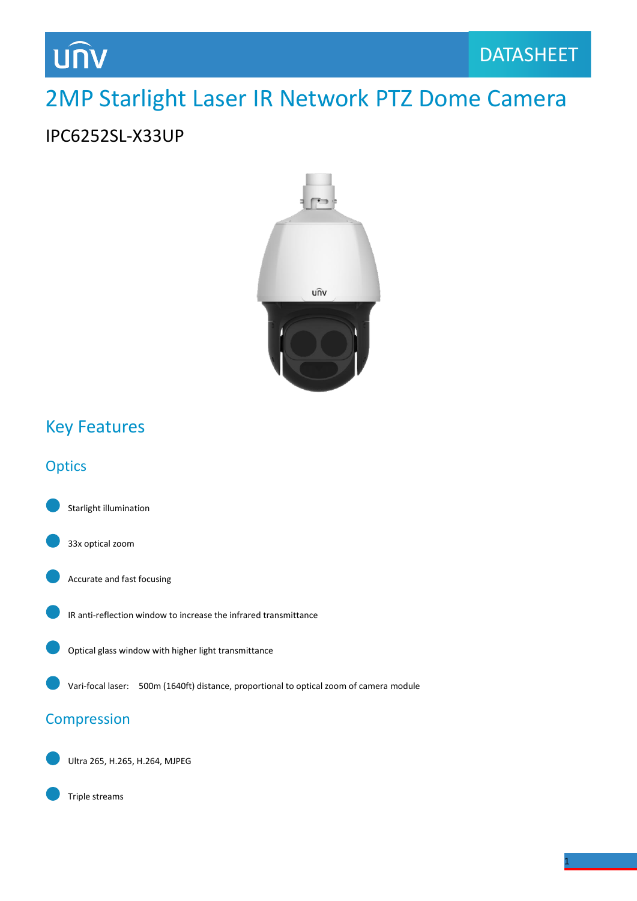# 2MP Starlight Laser IR Network PTZ Dome Camera

IPC6252SL-X33UP

## Key Features

### Optics

- Starlight illumination
- 33x optical zoom
- Accurate and fast focusing
- IR anti-reflection window to increase the infrared transmittance
- Optical glass window with higher light transmittance
- Vari-focal laser: 500m (1640ft) distance, proportional to optical zoom of camera module

### Compression

- Ultra 265, H.265, H.264, MJPEG
- Triple streams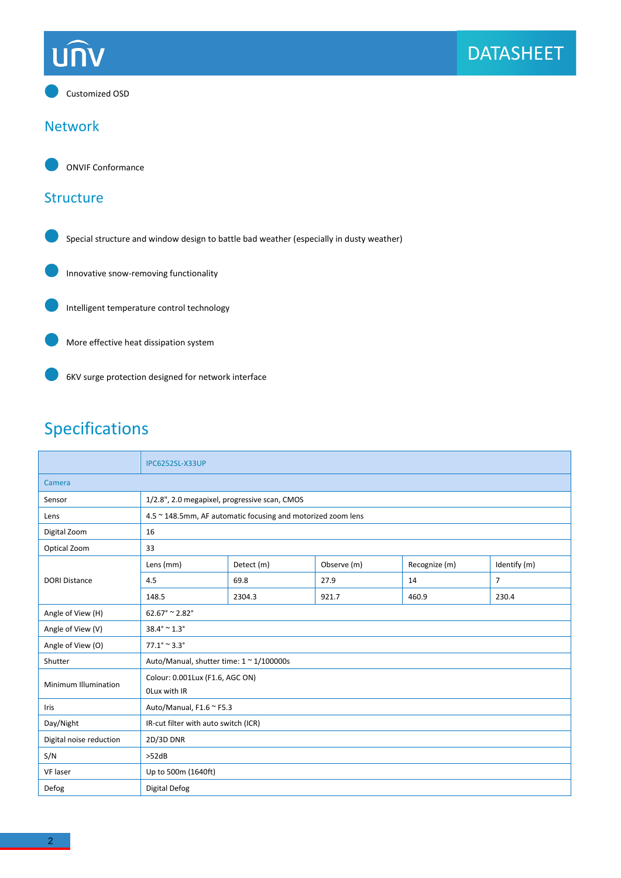- Customized OSD

## Network

- ONVIF Conformance

## Structure

- Special structure and window design to battle bad weather (especially in dusty weather)
- Innovative snow-removing functionality
- Intelligent temperature control technology
- More effective heat dissipation system
- 6KV surge protection designed for network interface

# Specifications

| | IPC6252SL-X33UP | | | | |
|---|---|---|---|---|---|
| **Camera** | | | | | |
| Sensor | 1/2.8", 2.0 megapixel, progressive scan, CMOS | | | | |
| Lens | 4.5 ~ 148.5mm, AF automatic focusing and motorized zoom lens | | | | |
| Digital Zoom | 16 | | | | |
| Optical Zoom | 33 | | | | |
| DORI Distance | Lens (mm) | Detect (m) | Observe (m) | Recognize (m) | Identify (m) |
| | 4.5 | 69.8 | 27.9 | 14 | 7 |
| | 148.5 | 2304.3 | 921.7 | 460.9 | 230.4 |
| Angle of View (H) | 62.67° ~ 2.82° | | | | |
| Angle of View (V) | 38.4° ~ 1.3° | | | | |
| Angle of View (O) | 77.1° ~ 3.3° | | | | |
| Shutter | Auto/Manual, shutter time: 1 ~ 1/100000s | | | | |
| Minimum Illumination | Colour: 0.001Lux (F1.6, AGC ON)<br>0Lux with IR | | | | |
| Iris | Auto/Manual, F1.6 ~ F5.3 | | | | |
| Day/Night | IR-cut filter with auto switch (ICR) | | | | |
| Digital noise reduction | 2D/3D DNR | | | | |
| S/N | >52dB | | | | |
| VF laser | Up to 500m (1640ft) | | | | |
| Defog | Digital Defog | | | | |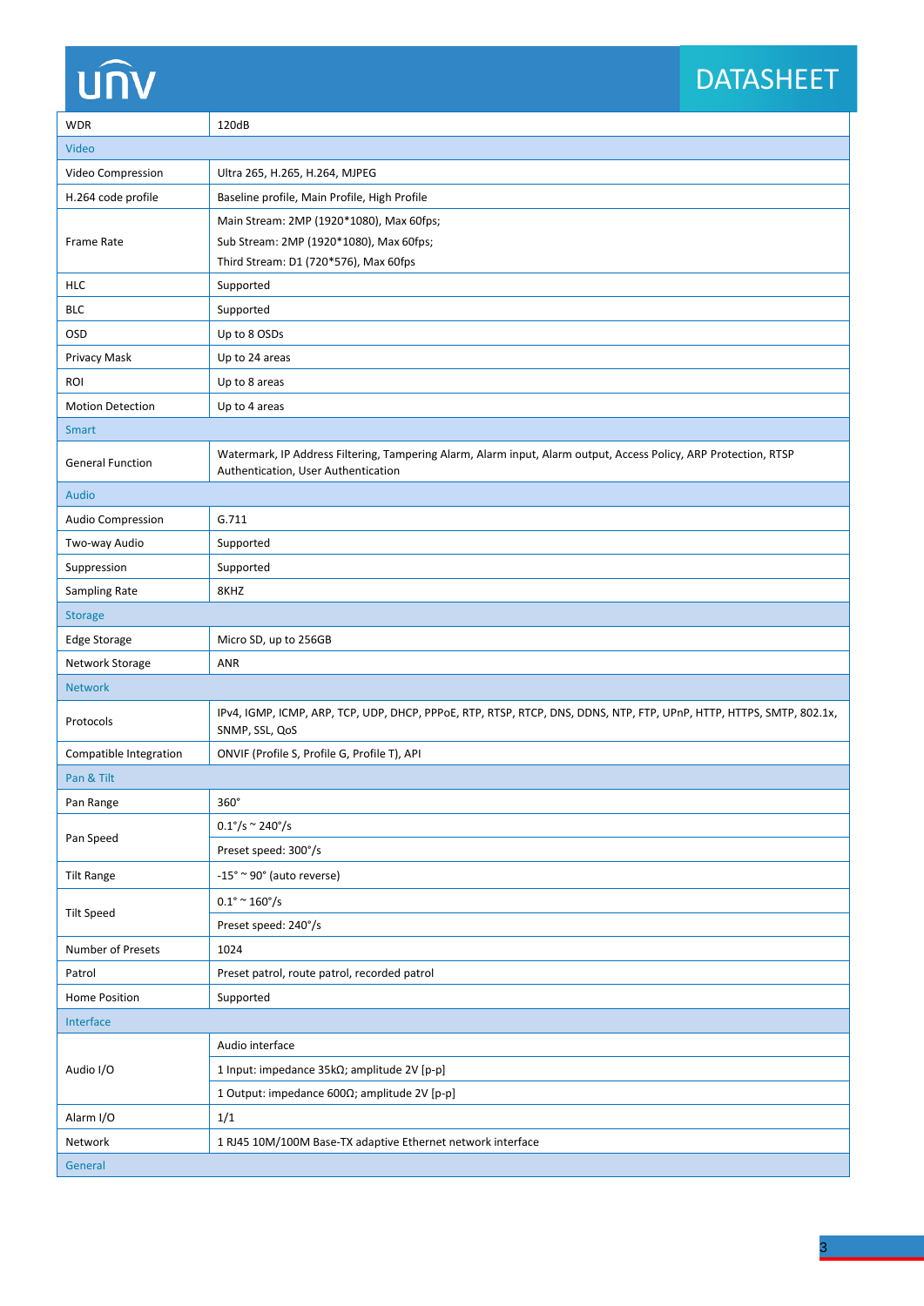| | |
|---|---|
| WDR | 120dB |
| **Video** | |
| Video Compression | Ultra 265, H.265, H.264, MJPEG |
| H.264 code profile | Baseline profile, Main Profile, High Profile |
| Frame Rate | Main Stream: 2MP (1920*1080), Max 60fps;<br>Sub Stream: 2MP (1920*1080), Max 60fps;<br>Third Stream: D1 (720*576), Max 60fps |
| HLC | Supported |
| BLC | Supported |
| OSD | Up to 8 OSDs |
| Privacy Mask | Up to 24 areas |
| ROI | Up to 8 areas |
| Motion Detection | Up to 4 areas |
| **Smart** | |
| General Function | Watermark, IP Address Filtering, Tampering Alarm, Alarm input, Alarm output, Access Policy, ARP Protection, RTSP Authentication, User Authentication |
| **Audio** | |
| Audio Compression | G.711 |
| Two-way Audio | Supported |
| Suppression | Supported |
| Sampling Rate | 8KHZ |
| **Storage** | |
| Edge Storage | Micro SD, up to 256GB |
| Network Storage | ANR |
| **Network** | |
| Protocols | IPv4, IGMP, ICMP, ARP, TCP, UDP, DHCP, PPPoE, RTP, RTSP, RTCP, DNS, DDNS, NTP, FTP, UPnP, HTTP, HTTPS, SMTP, 802.1x, SNMP, SSL, QoS |
| Compatible Integration | ONVIF (Profile S, Profile G, Profile T), API |
| **Pan & Tilt** | |
| Pan Range | 360° |
| Pan Speed | 0.1°/s ~ 240°/s<br>Preset speed: 300°/s |
| Tilt Range | -15° ~ 90° (auto reverse) |
| Tilt Speed | 0.1° ~ 160°/s<br>Preset speed: 240°/s |
| Number of Presets | 1024 |
| Patrol | Preset patrol, route patrol, recorded patrol |
| Home Position | Supported |
| **Interface** | |
| Audio I/O | Audio interface<br>1 Input: impedance 35kΩ; amplitude 2V [p-p]<br>1 Output: impedance 600Ω; amplitude 2V [p-p] |
| Alarm I/O | 1/1 |
| Network | 1 RJ45 10M/100M Base-TX adaptive Ethernet network interface |
| **General** | |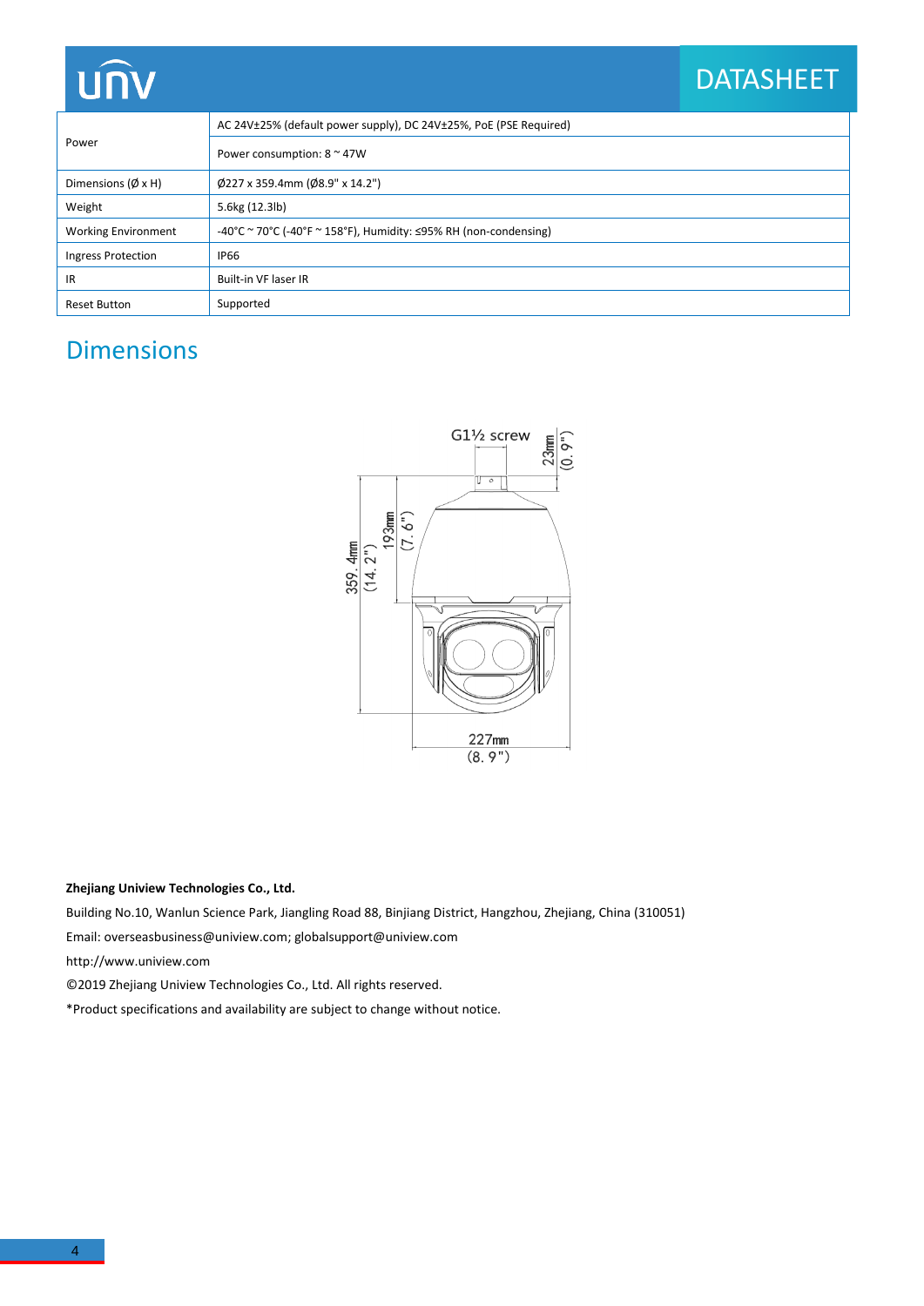| | |
|---|---|
| Power | AC 24V±25% (default power supply), DC 24V±25%, PoE (PSE Required) |
| | Power consumption: 8 ~ 47W |
| Dimensions (Ø x H) | Ø227 x 359.4mm (Ø8.9" x 14.2") |
| Weight | 5.6kg (12.3lb) |
| Working Environment | -40°C ~ 70°C (-40°F ~ 158°F), Humidity: ≤95% RH (non-condensing) |
| Ingress Protection | IP66 |
| IR | Built-in VF laser IR |
| Reset Button | Supported |

## Dimensions

G1½ screw

23mm
(0.9")

193mm
(7.6")

359.4mm
(14.2")

227mm
(8.9")

**Zhejiang Uniview Technologies Co., Ltd.**

Building No.10, Wanlun Science Park, Jiangling Road 88, Binjiang District, Hangzhou, Zhejiang, China (310051)

Email: overseasbusiness@uniview.com; globalsupport@uniview.com

http://www.uniview.com

©2019 Zhejiang Uniview Technologies Co., Ltd. All rights reserved.

*Product specifications and availability are subject to change without notice.